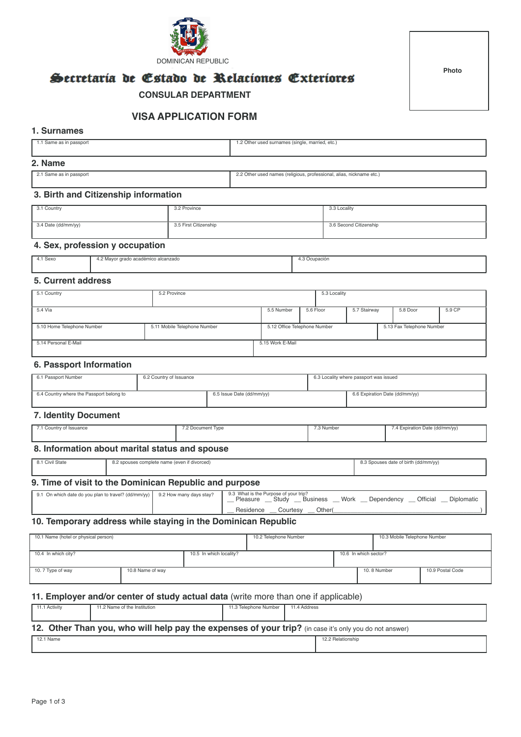DOMINICAN REPUBLIC

Photo

# Secretaría de Estado de Relaciones Exteriores

**CONSULAR DEPARTMENT**

## VISA APPLICATION FORM

### 1. Surnames

| 1.1 Same as in passport | 1.2 Other used surnames (single, married, etc.) |
|---|---|
| | |

### 2. Name

| 2.1 Same as in passport | 2.2 Other used names (religious, professional, alias, nickname etc.) |
|---|---|
| | |

### 3. Birth and Citizenship information

| 3.1 Country | 3.2 Province | 3.3 Locality |
|---|---|---|
| 3.4 Date (dd/mm/yy) | 3.5 First Citizenship | 3.6 Second Citizenship |

### 4. Sex, profession y occupation

| 4.1 Sexo | 4.2 Mayor grado académico alcanzado | 4.3 Ocupación |
|---|---|---|
| | | |

### 5. Current address

| 5.1 Country | 5.2 Province | 5.3 Locality | | | | |
|---|---|---|---|---|---|---|
| 5.4 Vía | 5.5 Number | 5.6 Floor | 5.7 Stairway | 5.8 Door | 5.9 CP | |
| 5.10 Home Telephone Number | 5.11 Mobile Telephone Number | 5.12 Office Telephone Number | 5.13 Fax Telephone Number | | | |
| 5.14 Personal E-Mail | 5.15 Work E-Mail | | | | | |

### 6. Passport Information

| 6.1 Passport Number | 6.2 Country of Issuance | 6.3 Locality where passport was issued |
|---|---|---|
| 6.4 Country where the Passport belong to | 6.5 Issue Date (dd/mm/yy) | 6.6 Expiration Date (dd/mm/yy) |

### 7. Identity Document

| 7.1 Country of Issuance | 7.2 Document Type | 7.3 Number | 7.4 Expiration Date (dd/mm/yy) |
|---|---|---|---|
| | | | |

### 8. Information about marital status and spouse

| 8.1 Civil State | 8.2 spouses complete name (even if divorced) | 8.3 Spouses date of birth (dd/mm/yy) |
|---|---|---|
| | | |

### 9. Time of visit to the Dominican Republic and purpose

| 9.1 On which date do you plan to travel? (dd/mm/yy) | 9.2 How many days stay? | 9.3 What is the Purpose of your trip? __ Pleasure __ Study __ Business __ Work __ Dependency __ Official __ Diplomatic __ Residence __ Courtesy __ Other(________) |
|---|---|---|
| | | |

### 10. Temporary address while staying in the Dominican Republic

| 10.1 Name (hotel or physical person) | 10.2 Telephone Number | 10.3 Mobile Telephone Number | |
|---|---|---|---|
| 10.4 In which city? | 10.5 In which locality? | 10.6 In which sector? | |
| 10. 7 Type of way | 10.8 Name of way | 10. 8 Number | 10.9 Postal Code |

### 11. Employer and/or center of study actual data (write more than one if applicable)

| 11.1 Activity | 11.2 Name of the Institution | 11.3 Telephone Number | 11.4 Address |
|---|---|---|---|
| | | | |

### 12. Other Than you, who will help pay the expenses of your trip? (in case it's only you do not answer)

| 12.1 Name | 12.2 Relationship |
|---|---|
| | |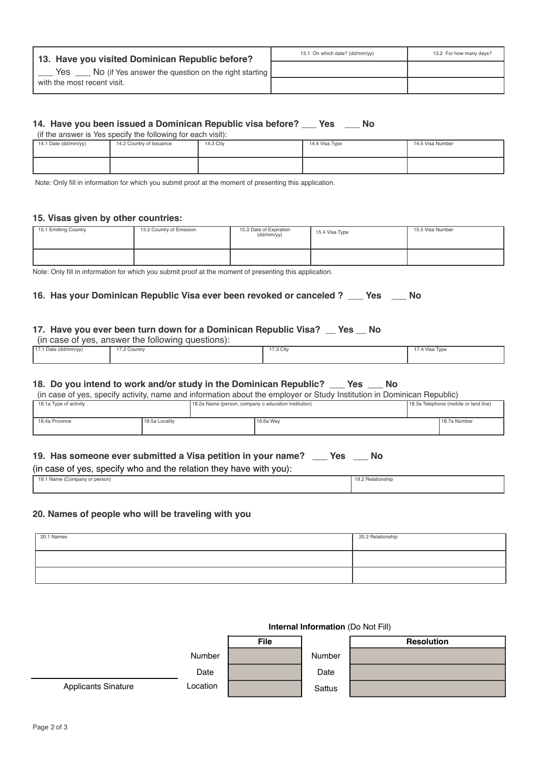| **13. Have you visited Dominican Republic before?** ___ Yes ___ No (if Yes answer the question on the right starting with the most recent visit. | 13.1 On which date? (dd/mm/yy) | 13.2 For how many days? |
|---|---|---|
| | | |
| | | |

**14. Have you been issued a Dominican Republic visa before? ___ Yes ___ No**

(if the answer is Yes specify the following for each visit):

| 14.1 Date (dd/mm/yy) | 14.2 Country of Issuance | 14.3 City | 14.4 Visa Type | 14.5 Visa Number |
|---|---|---|---|---|
| | | | | |

Note: Only fill in information for which you submit proof at the moment of presenting this application.

**15. Visas given by other countries:**

| 15.1 Emitting Country | 15.2 Country of Emission | 15.3 Date of Expiration (dd/mm/yy) | 15.4 Visa Type | 15.5 Visa Number |
|---|---|---|---|---|
| | | | | |

Note: Only fill in information for which you submit proof at the moment of presenting this application.

**16. Has your Dominican Republic Visa ever been revoked or canceled ? ___ Yes ___ No**

**17. Have you ever been turn down for a Dominican Republic Visa? __ Yes __ No**

(in case of yes, answer the following questions):

| 17.1 Date (dd/mm/yy) | 17.2 Country | 17.3 City | 17.4 Visa Type |
|---|---|---|---|
| | | | |

**18. Do you intend to work and/or study in the Dominican Republic? ___ Yes ___ No**

(in case of yes, specify activity, name and information about the employer or Study Institution in Dominican Republic)

| 18.1a Type of activity | 18.2a Name (person, company o education institution) | 18.3a Telephone (mobile or land line) |
|---|---|---|
| | | |

| 18.4a Province | 18.5a Locality | 18.6a Way | 18.7a Number |
|---|---|---|---|
| | | | |

**19. Has someone ever submitted a Visa petition in your name? ___ Yes ___ No**

(in case of yes, specify who and the relation they have with you):

| 19.1 Name (Company or person) | 19.2 Relationship |
|---|---|
| | |

**20. Names of people who will be traveling with you**

| 20.1 Names | 20.2 Relationship |
|---|---|
| | |
| | |

**Internal Information** (Do Not Fill)

| | File | | Resolution |
|---|---|---|---|
| Number | | Number | |
| Date | | Date | |
| Location | | Sattus | |

Applicants Sinature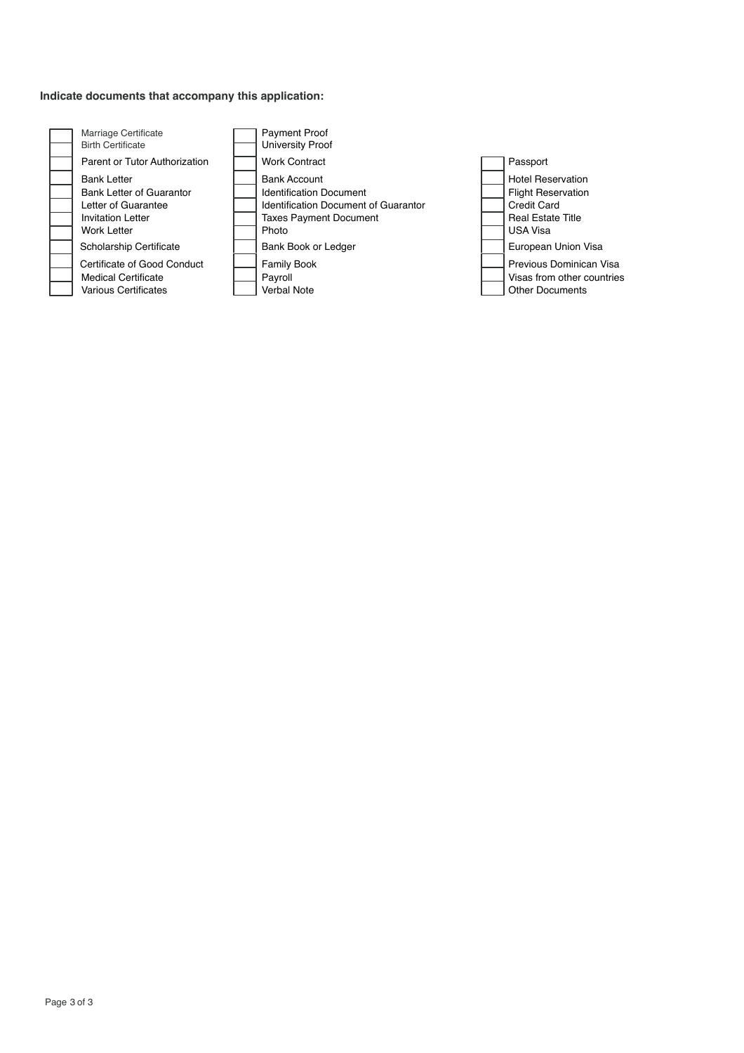**Indicate documents that accompany this application:**

- [ ] Marriage Certificate
- [ ] Birth Certificate
- [ ] Parent or Tutor Authorization
- [ ] Bank Letter
- [ ] Bank Letter of Guarantor
- [ ] Letter of Guarantee
- [ ] Invitation Letter
- [ ] Work Letter
- [ ] Scholarship Certificate
- [ ] Certificate of Good Conduct
- [ ] Medical Certificate
- [ ] Various Certificates
- [ ] Payment Proof
- [ ] University Proof
- [ ] Work Contract
- [ ] Bank Account
- [ ] Identification Document
- [ ] Identification Document of Guarantor
- [ ] Taxes Payment Document
- [ ] Photo
- [ ] Bank Book or Ledger
- [ ] Family Book
- [ ] Payroll
- [ ] Verbal Note
- [ ] Passport
- [ ] Hotel Reservation
- [ ] Flight Reservation
- [ ] Credit Card
- [ ] Real Estate Title
- [ ] USA Visa
- [ ] European Union Visa
- [ ] Previous Dominican Visa
- [ ] Visas from other countries
- [ ] Other Documents